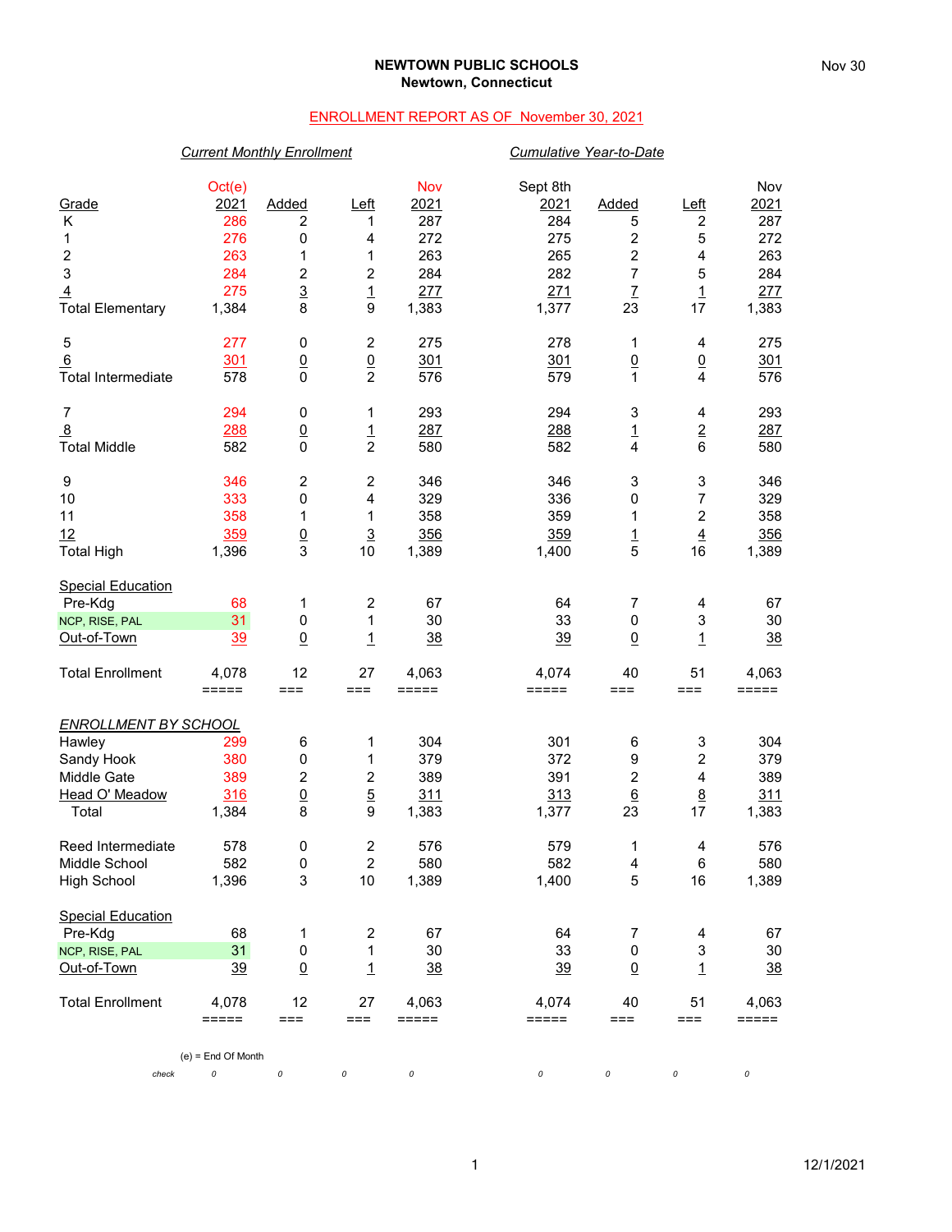**NEWTOWN PUBLIC SCHOOLS**
**Newtown, Connecticut**

ENROLLMENT REPORT AS OF November 30, 2021

| Grade | Oct(e) 2021 | Added | Left | Nov 2021 | Sept 8th 2021 | Added | Left | Nov 2021 |
|---|---|---|---|---|---|---|---|---|
| | *Current Monthly Enrollment* | | | | *Cumulative Year-to-Date* | | | |
| K | 286 | 2 | 1 | 287 | 284 | 5 | 2 | 287 |
| 1 | 276 | 0 | 4 | 272 | 275 | 2 | 5 | 272 |
| 2 | 263 | 1 | 1 | 263 | 265 | 2 | 4 | 263 |
| 3 | 284 | 2 | 2 | 284 | 282 | 7 | 5 | 284 |
| 4 | 275 | 3 | 1 | 277 | 271 | 7 | 1 | 277 |
| Total Elementary | 1,384 | 8 | 9 | 1,383 | 1,377 | 23 | 17 | 1,383 |
| 5 | 277 | 0 | 2 | 275 | 278 | 1 | 4 | 275 |
| 6 | 301 | 0 | 0 | 301 | 301 | 0 | 0 | 301 |
| Total Intermediate | 578 | 0 | 2 | 576 | 579 | 1 | 4 | 576 |
| 7 | 294 | 0 | 1 | 293 | 294 | 3 | 4 | 293 |
| 8 | 288 | 0 | 1 | 287 | 288 | 1 | 2 | 287 |
| Total Middle | 582 | 0 | 2 | 580 | 582 | 4 | 6 | 580 |
| 9 | 346 | 2 | 2 | 346 | 346 | 3 | 3 | 346 |
| 10 | 333 | 0 | 4 | 329 | 336 | 0 | 7 | 329 |
| 11 | 358 | 1 | 1 | 358 | 359 | 1 | 2 | 358 |
| 12 | 359 | 0 | 3 | 356 | 359 | 1 | 4 | 356 |
| Total High | 1,396 | 3 | 10 | 1,389 | 1,400 | 5 | 16 | 1,389 |
| Special Education | | | | | | | | |
| Pre-Kdg | 68 | 1 | 2 | 67 | 64 | 7 | 4 | 67 |
| NCP, RISE, PAL | 31 | 0 | 1 | 30 | 33 | 0 | 3 | 30 |
| Out-of-Town | 39 | 0 | 1 | 38 | 39 | 0 | 1 | 38 |
| Total Enrollment | 4,078 | 12 | 27 | 4,063 | 4,074 | 40 | 51 | 4,063 |

| *ENROLLMENT BY SCHOOL* | Oct(e) 2021 | Added | Left | Nov 2021 | Sept 8th 2021 | Added | Left | Nov 2021 |
|---|---|---|---|---|---|---|---|---|
| Hawley | 299 | 6 | 1 | 304 | 301 | 6 | 3 | 304 |
| Sandy Hook | 380 | 0 | 1 | 379 | 372 | 9 | 2 | 379 |
| Middle Gate | 389 | 2 | 2 | 389 | 391 | 2 | 4 | 389 |
| Head O' Meadow | 316 | 0 | 5 | 311 | 313 | 6 | 8 | 311 |
| Total | 1,384 | 8 | 9 | 1,383 | 1,377 | 23 | 17 | 1,383 |
| Reed Intermediate | 578 | 0 | 2 | 576 | 579 | 1 | 4 | 576 |
| Middle School | 582 | 0 | 2 | 580 | 582 | 4 | 6 | 580 |
| High School | 1,396 | 0 | 3 | 10 | 1,389 | 1,400 | 5 | 16 | 1,389 |
| Special Education | | | | | | | | |
| Pre-Kdg | 68 | 1 | 2 | 67 | 64 | 7 | 4 | 67 |
| NCP, RISE, PAL | 31 | 0 | 1 | 30 | 33 | 0 | 3 | 30 |
| Out-of-Town | 39 | 0 | 1 | 38 | 39 | 0 | 1 | 38 |
| Total Enrollment | 4,078 | 12 | 27 | 4,063 | 4,074 | 40 | 51 | 4,063 |
| *check* | *0* | *0* | *0* | *0* | *0* | *0* | *0* | *0* |

(e) = End Of Month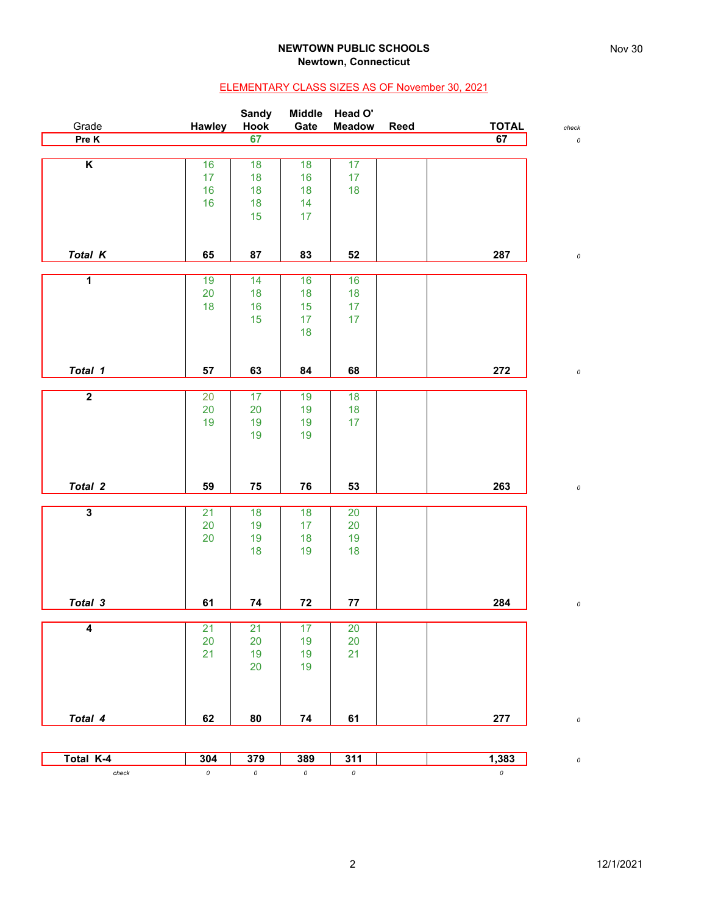**NEWTOWN PUBLIC SCHOOLS**
**Newtown, Connecticut**

Nov 30

ELEMENTARY CLASS SIZES AS OF November 30, 2021

| Grade | Hawley | Sandy Hook | Middle Gate | Head O' Meadow | Reed | TOTAL | check |
|---|---|---|---|---|---|---|---|
| **Pre K** | | 67 | | | | **67** | 0 |
| **K** | 16 | 18 | 18 | 17 | | | |
| | 17 | 18 | 16 | 17 | | | |
| | 16 | 18 | 18 | 18 | | | |
| | 16 | 18 | 14 | | | | |
| | | 15 | 17 | | | | |
| ***Total K*** | **65** | **87** | **83** | **52** | | **287** | 0 |
| **1** | 19 | 14 | 16 | 16 | | | |
| | 20 | 18 | 18 | 18 | | | |
| | 18 | 16 | 15 | 17 | | | |
| | | 15 | 17 | 17 | | | |
| | | | 18 | | | | |
| ***Total 1*** | **57** | **63** | **84** | **68** | | **272** | 0 |
| **2** | 20 | 17 | 19 | 18 | | | |
| | 20 | 20 | 19 | 18 | | | |
| | 19 | 19 | 19 | 17 | | | |
| | | 19 | 19 | | | | |
| ***Total 2*** | **59** | **75** | **76** | **53** | | **263** | 0 |
| **3** | 21 | 18 | 18 | 20 | | | |
| | 20 | 19 | 17 | 20 | | | |
| | 20 | 19 | 18 | 19 | | | |
| | | 18 | 19 | 18 | | | |
| ***Total 3*** | **61** | **74** | **72** | **77** | | **284** | 0 |
| **4** | 21 | 21 | 17 | 20 | | | |
| | 20 | 20 | 19 | 20 | | | |
| | 21 | 19 | 19 | 21 | | | |
| | | 20 | 19 | | | | |
| ***Total 4*** | **62** | **80** | **74** | **61** | | **277** | 0 |
| **Total K-4** | **304** | **379** | **389** | **311** | | **1,383** | 0 |
| *check* | *0* | *0* | *0* | *0* | | *0* | |

12/1/2021